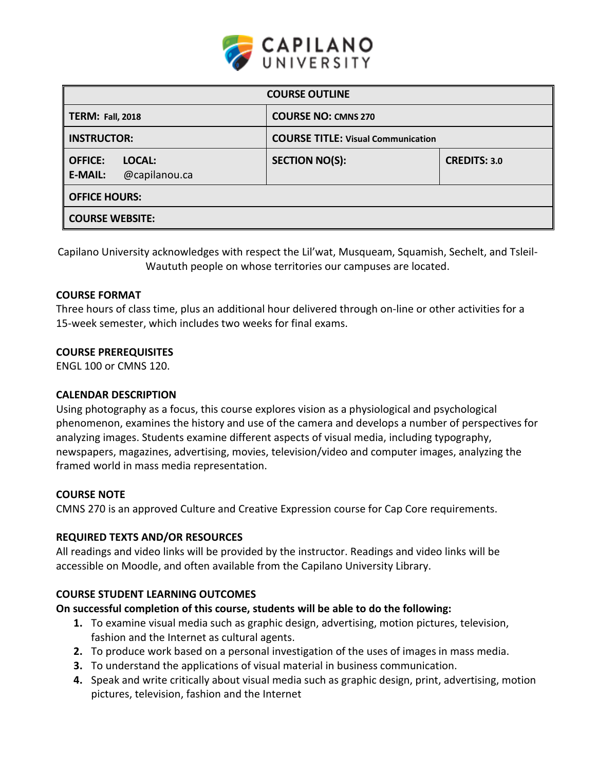# CAPILANO UNIVERSITY

| COURSE OUTLINE | | |
|---|---|---|
| **TERM:** Fall, 2018 | **COURSE NO:** CMNS 270 | |
| **INSTRUCTOR:** | **COURSE TITLE:** Visual Communication | |
| **OFFICE:** **LOCAL:** **E-MAIL:** @capilanou.ca | **SECTION NO(S):** | **CREDITS:** 3.0 |
| **OFFICE HOURS:** | | |
| **COURSE WEBSITE:** | | |

Capilano University acknowledges with respect the Lil'wat, Musqueam, Squamish, Sechelt, and Tsleil-Waututh people on whose territories our campuses are located.

## COURSE FORMAT

Three hours of class time, plus an additional hour delivered through on-line or other activities for a 15-week semester, which includes two weeks for final exams.

## COURSE PREREQUISITES

ENGL 100 or CMNS 120.

## CALENDAR DESCRIPTION

Using photography as a focus, this course explores vision as a physiological and psychological phenomenon, examines the history and use of the camera and develops a number of perspectives for analyzing images. Students examine different aspects of visual media, including typography, newspapers, magazines, advertising, movies, television/video and computer images, analyzing the framed world in mass media representation.

## COURSE NOTE

CMNS 270 is an approved Culture and Creative Expression course for Cap Core requirements.

## REQUIRED TEXTS AND/OR RESOURCES

All readings and video links will be provided by the instructor. Readings and video links will be accessible on Moodle, and often available from the Capilano University Library.

## COURSE STUDENT LEARNING OUTCOMES

**On successful completion of this course, students will be able to do the following:**

1. To examine visual media such as graphic design, advertising, motion pictures, television, fashion and the Internet as cultural agents.
2. To produce work based on a personal investigation of the uses of images in mass media.
3. To understand the applications of visual material in business communication.
4. Speak and write critically about visual media such as graphic design, print, advertising, motion pictures, television, fashion and the Internet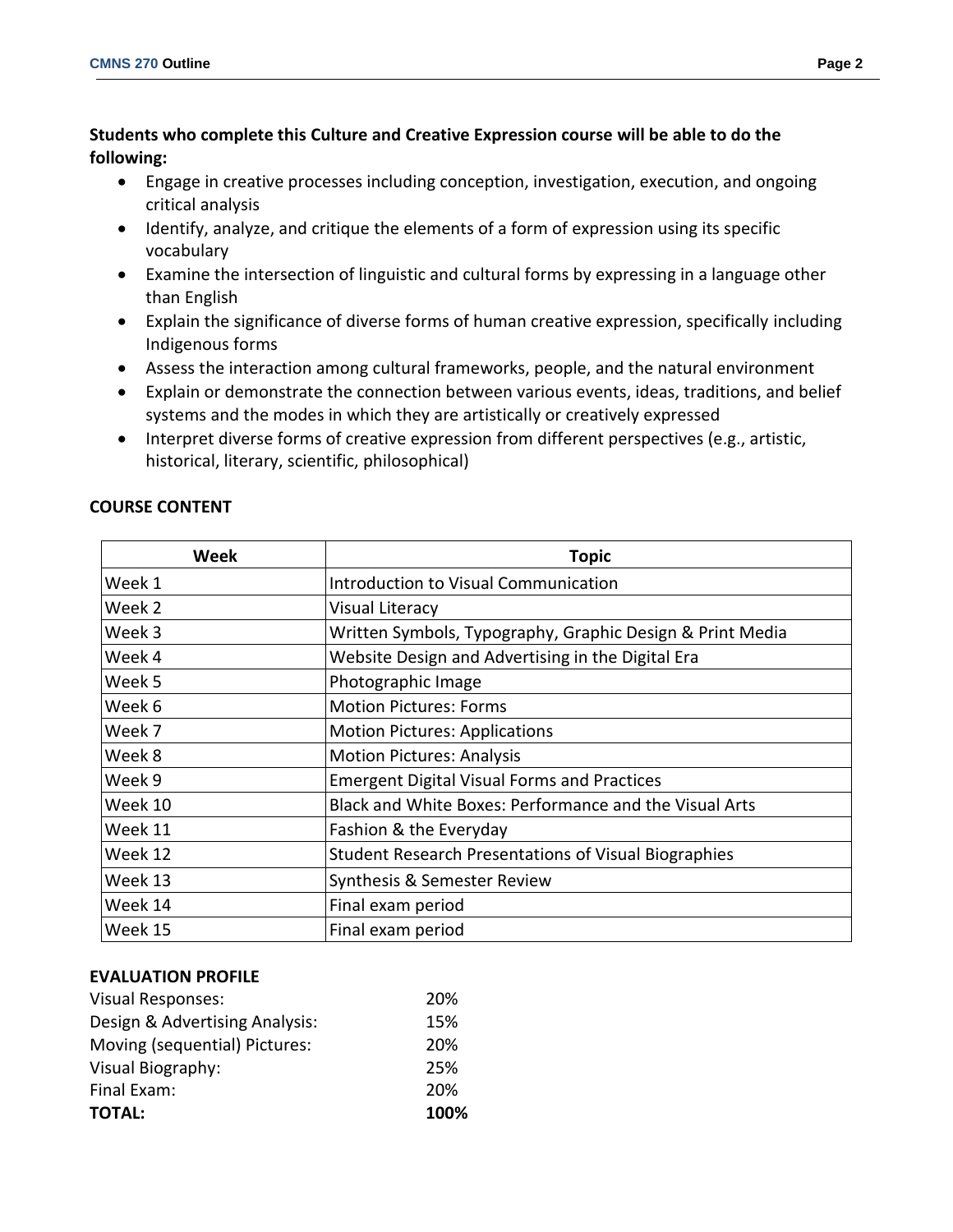**Students who complete this Culture and Creative Expression course will be able to do the following:**

- Engage in creative processes including conception, investigation, execution, and ongoing critical analysis
- Identify, analyze, and critique the elements of a form of expression using its specific vocabulary
- Examine the intersection of linguistic and cultural forms by expressing in a language other than English
- Explain the significance of diverse forms of human creative expression, specifically including Indigenous forms
- Assess the interaction among cultural frameworks, people, and the natural environment
- Explain or demonstrate the connection between various events, ideas, traditions, and belief systems and the modes in which they are artistically or creatively expressed
- Interpret diverse forms of creative expression from different perspectives (e.g., artistic, historical, literary, scientific, philosophical)

## COURSE CONTENT

| Week | Topic |
|---|---|
| Week 1 | Introduction to Visual Communication |
| Week 2 | Visual Literacy |
| Week 3 | Written Symbols, Typography, Graphic Design & Print Media |
| Week 4 | Website Design and Advertising in the Digital Era |
| Week 5 | Photographic Image |
| Week 6 | Motion Pictures: Forms |
| Week 7 | Motion Pictures: Applications |
| Week 8 | Motion Pictures: Analysis |
| Week 9 | Emergent Digital Visual Forms and Practices |
| Week 10 | Black and White Boxes: Performance and the Visual Arts |
| Week 11 | Fashion & the Everyday |
| Week 12 | Student Research Presentations of Visual Biographies |
| Week 13 | Synthesis & Semester Review |
| Week 14 | Final exam period |
| Week 15 | Final exam period |

## EVALUATION PROFILE

| | |
|---|---|
| Visual Responses: | 20% |
| Design & Advertising Analysis: | 15% |
| Moving (sequential) Pictures: | 20% |
| Visual Biography: | 25% |
| Final Exam: | 20% |
| **TOTAL:** | **100%** |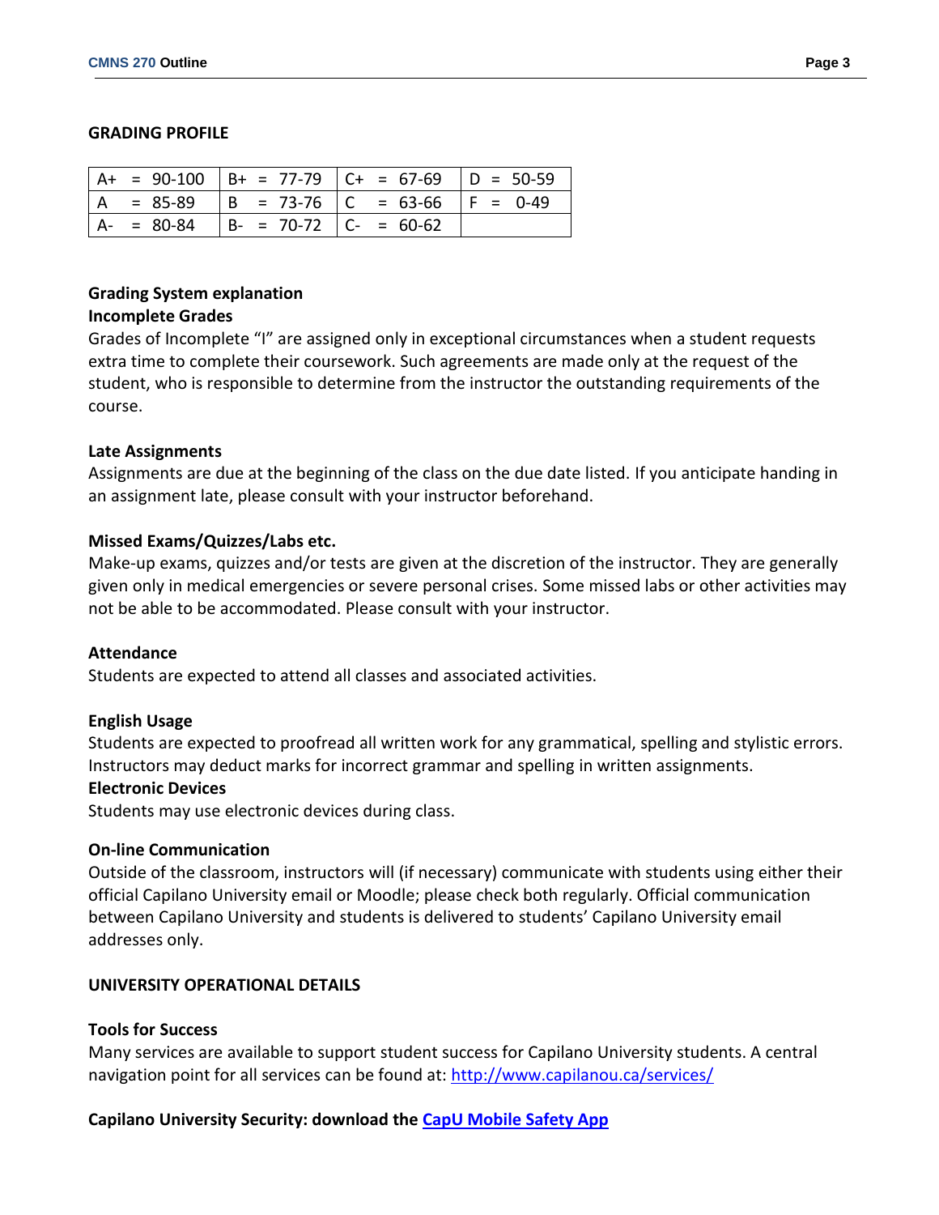## GRADING PROFILE

| | | | |
|---|---|---|---|
| A+ = 90-100 | B+ = 77-79 | C+ = 67-69 | D = 50-59 |
| A = 85-89 | B = 73-76 | C = 63-66 | F = 0-49 |
| A- = 80-84 | B- = 70-72 | C- = 60-62 | |

### Grading System explanation

**Incomplete Grades**

Grades of Incomplete "I" are assigned only in exceptional circumstances when a student requests extra time to complete their coursework. Such agreements are made only at the request of the student, who is responsible to determine from the instructor the outstanding requirements of the course.

**Late Assignments**

Assignments are due at the beginning of the class on the due date listed. If you anticipate handing in an assignment late, please consult with your instructor beforehand.

**Missed Exams/Quizzes/Labs etc.**

Make-up exams, quizzes and/or tests are given at the discretion of the instructor. They are generally given only in medical emergencies or severe personal crises. Some missed labs or other activities may not be able to be accommodated. Please consult with your instructor.

**Attendance**

Students are expected to attend all classes and associated activities.

**English Usage**

Students are expected to proofread all written work for any grammatical, spelling and stylistic errors. Instructors may deduct marks for incorrect grammar and spelling in written assignments.

**Electronic Devices**

Students may use electronic devices during class.

**On-line Communication**

Outside of the classroom, instructors will (if necessary) communicate with students using either their official Capilano University email or Moodle; please check both regularly. Official communication between Capilano University and students is delivered to students' Capilano University email addresses only.

## UNIVERSITY OPERATIONAL DETAILS

**Tools for Success**

Many services are available to support student success for Capilano University students. A central navigation point for all services can be found at: [http://www.capilanou.ca/services/](http://www.capilanou.ca/services/)

**Capilano University Security: download the [CapU Mobile Safety App](#)**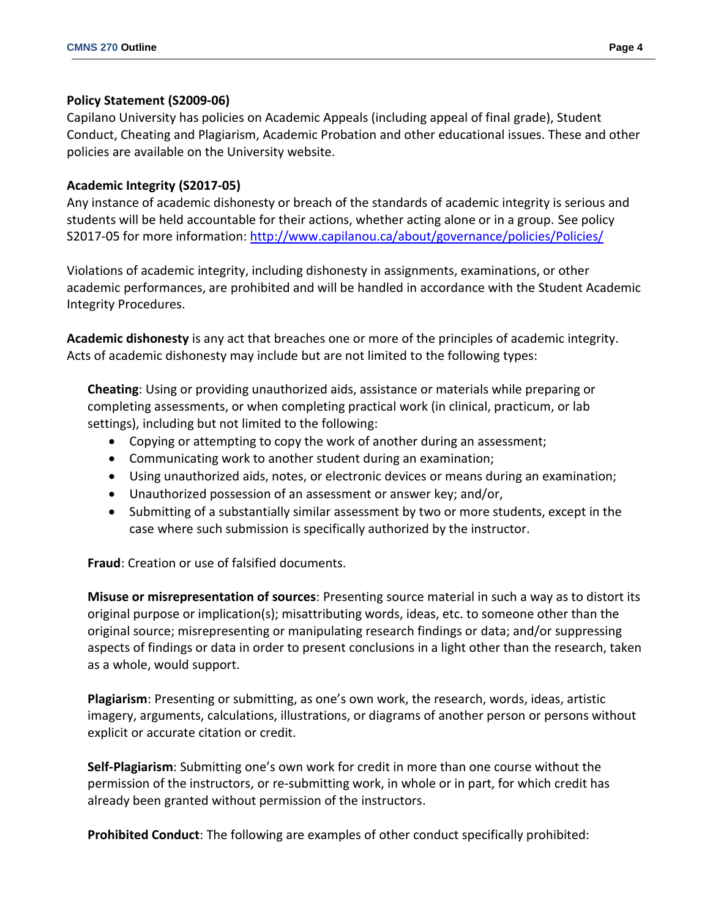**Policy Statement (S2009-06)**
Capilano University has policies on Academic Appeals (including appeal of final grade), Student Conduct, Cheating and Plagiarism, Academic Probation and other educational issues. These and other policies are available on the University website.

**Academic Integrity (S2017-05)**
Any instance of academic dishonesty or breach of the standards of academic integrity is serious and students will be held accountable for their actions, whether acting alone or in a group. See policy S2017-05 for more information: http://www.capilanou.ca/about/governance/policies/Policies/

Violations of academic integrity, including dishonesty in assignments, examinations, or other academic performances, are prohibited and will be handled in accordance with the Student Academic Integrity Procedures.

**Academic dishonesty** is any act that breaches one or more of the principles of academic integrity. Acts of academic dishonesty may include but are not limited to the following types:

**Cheating**: Using or providing unauthorized aids, assistance or materials while preparing or completing assessments, or when completing practical work (in clinical, practicum, or lab settings), including but not limited to the following:

- Copying or attempting to copy the work of another during an assessment;
- Communicating work to another student during an examination;
- Using unauthorized aids, notes, or electronic devices or means during an examination;
- Unauthorized possession of an assessment or answer key; and/or,
- Submitting of a substantially similar assessment by two or more students, except in the case where such submission is specifically authorized by the instructor.

**Fraud**: Creation or use of falsified documents.

**Misuse or misrepresentation of sources**: Presenting source material in such a way as to distort its original purpose or implication(s); misattributing words, ideas, etc. to someone other than the original source; misrepresenting or manipulating research findings or data; and/or suppressing aspects of findings or data in order to present conclusions in a light other than the research, taken as a whole, would support.

**Plagiarism**: Presenting or submitting, as one's own work, the research, words, ideas, artistic imagery, arguments, calculations, illustrations, or diagrams of another person or persons without explicit or accurate citation or credit.

**Self-Plagiarism**: Submitting one's own work for credit in more than one course without the permission of the instructors, or re-submitting work, in whole or in part, for which credit has already been granted without permission of the instructors.

**Prohibited Conduct**: The following are examples of other conduct specifically prohibited: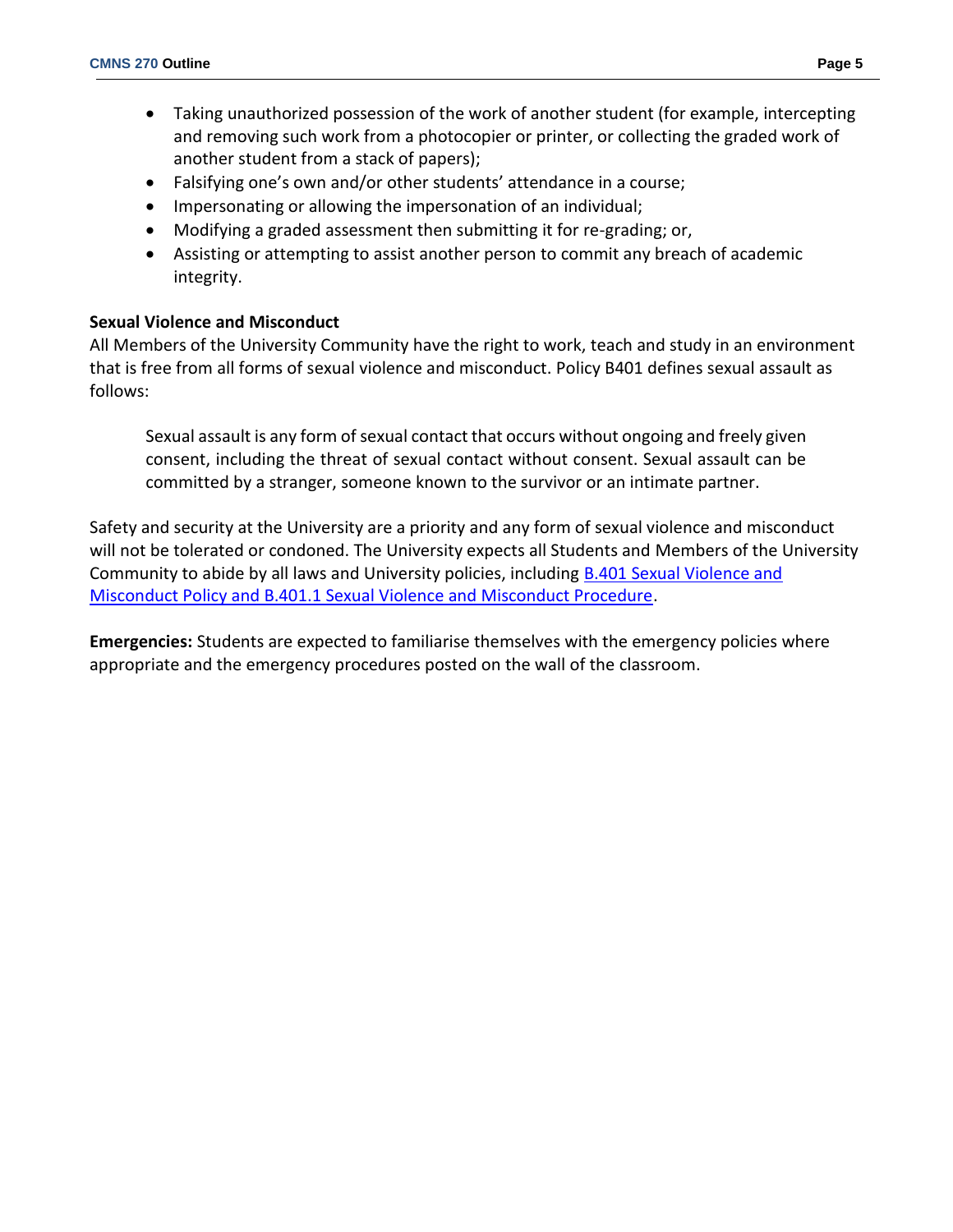- Taking unauthorized possession of the work of another student (for example, intercepting and removing such work from a photocopier or printer, or collecting the graded work of another student from a stack of papers);
- Falsifying one's own and/or other students' attendance in a course;
- Impersonating or allowing the impersonation of an individual;
- Modifying a graded assessment then submitting it for re-grading; or,
- Assisting or attempting to assist another person to commit any breach of academic integrity.

**Sexual Violence and Misconduct**

All Members of the University Community have the right to work, teach and study in an environment that is free from all forms of sexual violence and misconduct. Policy B401 defines sexual assault as follows:

> Sexual assault is any form of sexual contact that occurs without ongoing and freely given consent, including the threat of sexual contact without consent. Sexual assault can be committed by a stranger, someone known to the survivor or an intimate partner.

Safety and security at the University are a priority and any form of sexual violence and misconduct will not be tolerated or condoned. The University expects all Students and Members of the University Community to abide by all laws and University policies, including B.401 Sexual Violence and Misconduct Policy and B.401.1 Sexual Violence and Misconduct Procedure.

**Emergencies:** Students are expected to familiarise themselves with the emergency policies where appropriate and the emergency procedures posted on the wall of the classroom.